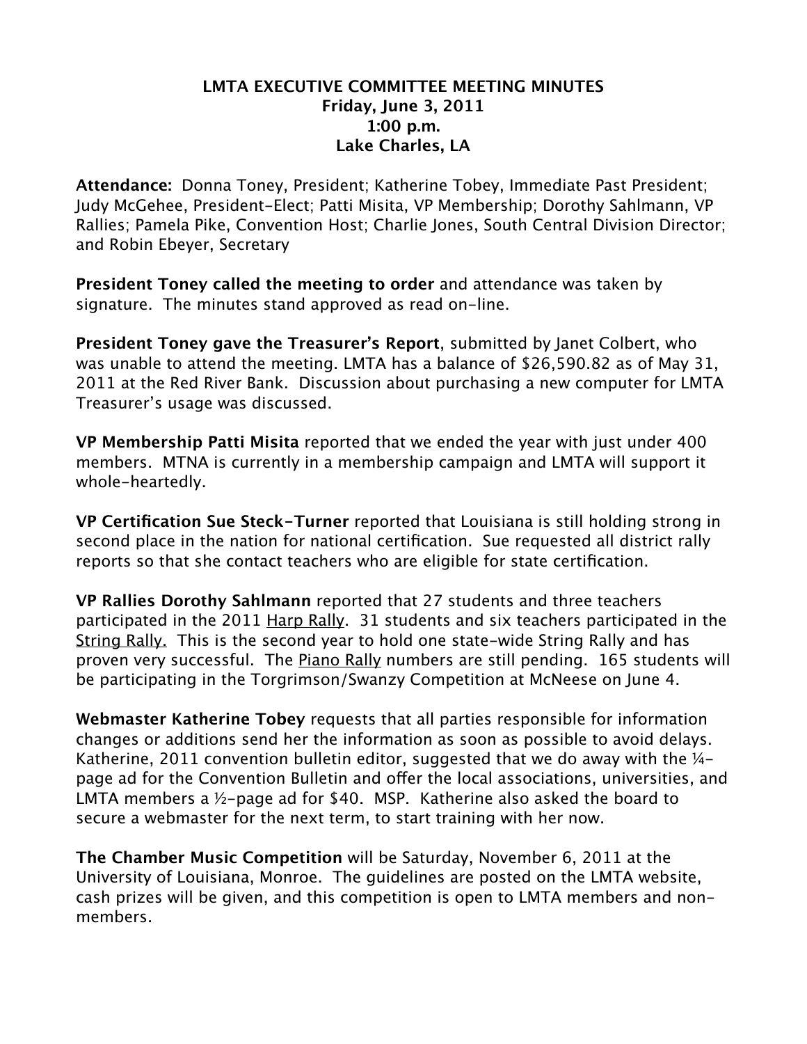# LMTA EXECUTIVE COMMITTEE MEETING MINUTES

**Friday, June 3, 2011**
**1:00 p.m.**
**Lake Charles, LA**

**Attendance:** Donna Toney, President; Katherine Tobey, Immediate Past President; Judy McGehee, President-Elect; Patti Misita, VP Membership; Dorothy Sahlmann, VP Rallies; Pamela Pike, Convention Host; Charlie Jones, South Central Division Director; and Robin Ebeyer, Secretary

**President Toney called the meeting to order** and attendance was taken by signature. The minutes stand approved as read on-line.

**President Toney gave the Treasurer's Report**, submitted by Janet Colbert, who was unable to attend the meeting. LMTA has a balance of $26,590.82 as of May 31, 2011 at the Red River Bank. Discussion about purchasing a new computer for LMTA Treasurer's usage was discussed.

**VP Membership Patti Misita** reported that we ended the year with just under 400 members. MTNA is currently in a membership campaign and LMTA will support it whole-heartedly.

**VP Certification Sue Steck-Turner** reported that Louisiana is still holding strong in second place in the nation for national certification. Sue requested all district rally reports so that she contact teachers who are eligible for state certification.

**VP Rallies Dorothy Sahlmann** reported that 27 students and three teachers participated in the 2011 <u>Harp Rally</u>. 31 students and six teachers participated in the <u>String Rally.</u> This is the second year to hold one state-wide String Rally and has proven very successful. The <u>Piano Rally</u> numbers are still pending. 165 students will be participating in the Torgrimson/Swanzy Competition at McNeese on June 4.

**Webmaster Katherine Tobey** requests that all parties responsible for information changes or additions send her the information as soon as possible to avoid delays. Katherine, 2011 convention bulletin editor, suggested that we do away with the ¼-page ad for the Convention Bulletin and offer the local associations, universities, and LMTA members a ½-page ad for $40. MSP. Katherine also asked the board to secure a webmaster for the next term, to start training with her now.

**The Chamber Music Competition** will be Saturday, November 6, 2011 at the University of Louisiana, Monroe. The guidelines are posted on the LMTA website, cash prizes will be given, and this competition is open to LMTA members and non-members.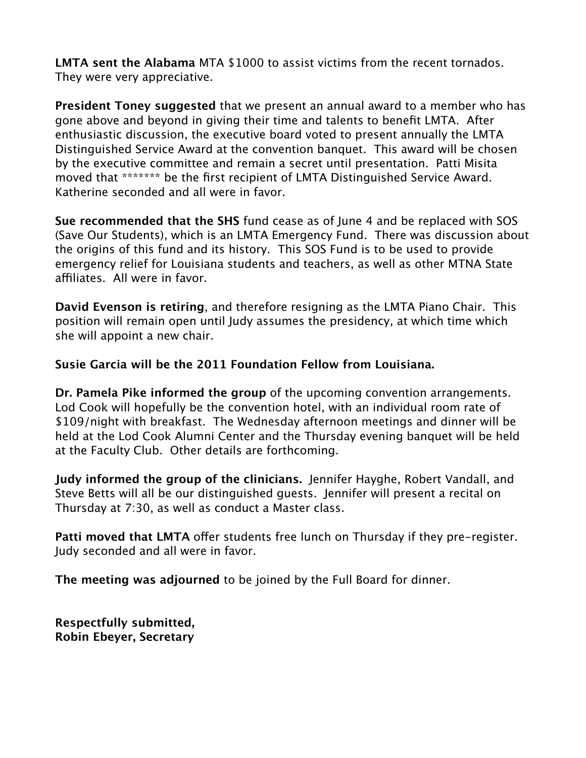**LMTA sent the Alabama** MTA $1000 to assist victims from the recent tornados. They were very appreciative.

**President Toney suggested** that we present an annual award to a member who has gone above and beyond in giving their time and talents to benefit LMTA. After enthusiastic discussion, the executive board voted to present annually the LMTA Distinguished Service Award at the convention banquet. This award will be chosen by the executive committee and remain a secret until presentation. Patti Misita moved that ******* be the first recipient of LMTA Distinguished Service Award. Katherine seconded and all were in favor.

**Sue recommended that the SHS** fund cease as of June 4 and be replaced with SOS (Save Our Students), which is an LMTA Emergency Fund. There was discussion about the origins of this fund and its history. This SOS Fund is to be used to provide emergency relief for Louisiana students and teachers, as well as other MTNA State affiliates. All were in favor.

**David Evenson is retiring**, and therefore resigning as the LMTA Piano Chair. This position will remain open until Judy assumes the presidency, at which time which she will appoint a new chair.

**Susie Garcia will be the 2011 Foundation Fellow from Louisiana.**

**Dr. Pamela Pike informed the group** of the upcoming convention arrangements. Lod Cook will hopefully be the convention hotel, with an individual room rate of $109/night with breakfast. The Wednesday afternoon meetings and dinner will be held at the Lod Cook Alumni Center and the Thursday evening banquet will be held at the Faculty Club. Other details are forthcoming.

**Judy informed the group of the clinicians.** Jennifer Hayghe, Robert Vandall, and Steve Betts will all be our distinguished guests. Jennifer will present a recital on Thursday at 7:30, as well as conduct a Master class.

**Patti moved that LMTA** offer students free lunch on Thursday if they pre-register. Judy seconded and all were in favor.

**The meeting was adjourned** to be joined by the Full Board for dinner.

**Respectfully submitted,**
**Robin Ebeyer, Secretary**